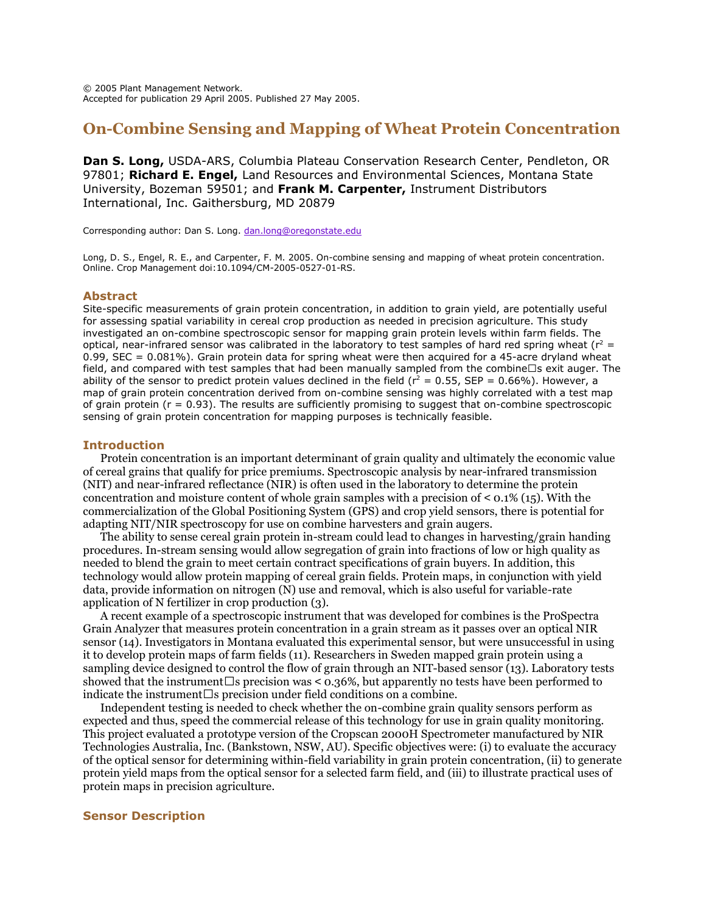© 2005 Plant Management Network.
Accepted for publication 29 April 2005. Published 27 May 2005.

# On-Combine Sensing and Mapping of Wheat Protein Concentration

**Dan S. Long,** USDA-ARS, Columbia Plateau Conservation Research Center, Pendleton, OR 97801; **Richard E. Engel,** Land Resources and Environmental Sciences, Montana State University, Bozeman 59501; and **Frank M. Carpenter,** Instrument Distributors International, Inc. Gaithersburg, MD 20879

Corresponding author: Dan S. Long. dan.long@oregonstate.edu

Long, D. S., Engel, R. E., and Carpenter, F. M. 2005. On-combine sensing and mapping of wheat protein concentration. Online. Crop Management doi:10.1094/CM-2005-0527-01-RS.

## Abstract

Site-specific measurements of grain protein concentration, in addition to grain yield, are potentially useful for assessing spatial variability in cereal crop production as needed in precision agriculture. This study investigated an on-combine spectroscopic sensor for mapping grain protein levels within farm fields. The optical, near-infrared sensor was calibrated in the laboratory to test samples of hard red spring wheat ($r^2$ = 0.99, SEC = 0.081%). Grain protein data for spring wheat were then acquired for a 45-acre dryland wheat field, and compared with test samples that had been manually sampled from the combine's exit auger. The ability of the sensor to predict protein values declined in the field ($r^2$ = 0.55, SEP = 0.66%). However, a map of grain protein concentration derived from on-combine sensing was highly correlated with a test map of grain protein (r = 0.93). The results are sufficiently promising to suggest that on-combine spectroscopic sensing of grain protein concentration for mapping purposes is technically feasible.

## Introduction

Protein concentration is an important determinant of grain quality and ultimately the economic value of cereal grains that qualify for price premiums. Spectroscopic analysis by near-infrared transmission (NIT) and near-infrared reflectance (NIR) is often used in the laboratory to determine the protein concentration and moisture content of whole grain samples with a precision of < 0.1% (15). With the commercialization of the Global Positioning System (GPS) and crop yield sensors, there is potential for adapting NIT/NIR spectroscopy for use on combine harvesters and grain augers.

The ability to sense cereal grain protein in-stream could lead to changes in harvesting/grain handing procedures. In-stream sensing would allow segregation of grain into fractions of low or high quality as needed to blend the grain to meet certain contract specifications of grain buyers. In addition, this technology would allow protein mapping of cereal grain fields. Protein maps, in conjunction with yield data, provide information on nitrogen (N) use and removal, which is also useful for variable-rate application of N fertilizer in crop production (3).

A recent example of a spectroscopic instrument that was developed for combines is the ProSpectra Grain Analyzer that measures protein concentration in a grain stream as it passes over an optical NIR sensor (14). Investigators in Montana evaluated this experimental sensor, but were unsuccessful in using it to develop protein maps of farm fields (11). Researchers in Sweden mapped grain protein using a sampling device designed to control the flow of grain through an NIT-based sensor (13). Laboratory tests showed that the instrument's precision was < 0.36%, but apparently no tests have been performed to indicate the instrument's precision under field conditions on a combine.

Independent testing is needed to check whether the on-combine grain quality sensors perform as expected and thus, speed the commercial release of this technology for use in grain quality monitoring. This project evaluated a prototype version of the Cropscan 2000H Spectrometer manufactured by NIR Technologies Australia, Inc. (Bankstown, NSW, AU). Specific objectives were: (i) to evaluate the accuracy of the optical sensor for determining within-field variability in grain protein concentration, (ii) to generate protein yield maps from the optical sensor for a selected farm field, and (iii) to illustrate practical uses of protein maps in precision agriculture.

## Sensor Description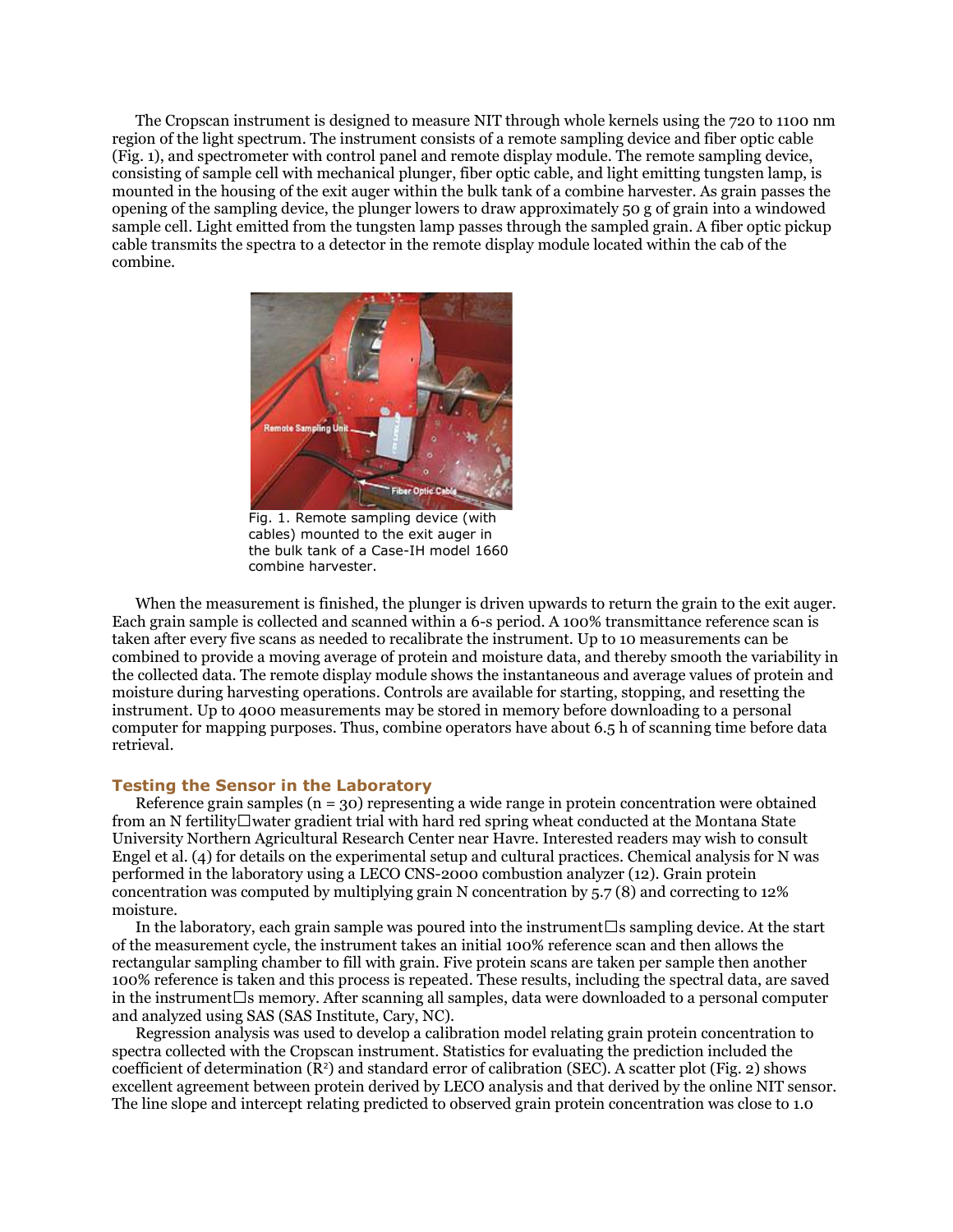The Cropscan instrument is designed to measure NIT through whole kernels using the 720 to 1100 nm region of the light spectrum. The instrument consists of a remote sampling device and fiber optic cable (Fig. 1), and spectrometer with control panel and remote display module. The remote sampling device, consisting of sample cell with mechanical plunger, fiber optic cable, and light emitting tungsten lamp, is mounted in the housing of the exit auger within the bulk tank of a combine harvester. As grain passes the opening of the sampling device, the plunger lowers to draw approximately 50 g of grain into a windowed sample cell. Light emitted from the tungsten lamp passes through the sampled grain. A fiber optic pickup cable transmits the spectra to a detector in the remote display module located within the cab of the combine.

Fig. 1. Remote sampling device (with cables) mounted to the exit auger in the bulk tank of a Case-IH model 1660 combine harvester.

When the measurement is finished, the plunger is driven upwards to return the grain to the exit auger. Each grain sample is collected and scanned within a 6-s period. A 100% transmittance reference scan is taken after every five scans as needed to recalibrate the instrument. Up to 10 measurements can be combined to provide a moving average of protein and moisture data, and thereby smooth the variability in the collected data. The remote display module shows the instantaneous and average values of protein and moisture during harvesting operations. Controls are available for starting, stopping, and resetting the instrument. Up to 4000 measurements may be stored in memory before downloading to a personal computer for mapping purposes. Thus, combine operators have about 6.5 h of scanning time before data retrieval.

### Testing the Sensor in the Laboratory

Reference grain samples (n = 30) representing a wide range in protein concentration were obtained from an N fertility□water gradient trial with hard red spring wheat conducted at the Montana State University Northern Agricultural Research Center near Havre. Interested readers may wish to consult Engel et al. (4) for details on the experimental setup and cultural practices. Chemical analysis for N was performed in the laboratory using a LECO CNS-2000 combustion analyzer (12). Grain protein concentration was computed by multiplying grain N concentration by 5.7 (8) and correcting to 12% moisture.

In the laboratory, each grain sample was poured into the instrument□s sampling device. At the start of the measurement cycle, the instrument takes an initial 100% reference scan and then allows the rectangular sampling chamber to fill with grain. Five protein scans are taken per sample then another 100% reference is taken and this process is repeated. These results, including the spectral data, are saved in the instrument□s memory. After scanning all samples, data were downloaded to a personal computer and analyzed using SAS (SAS Institute, Cary, NC).

Regression analysis was used to develop a calibration model relating grain protein concentration to spectra collected with the Cropscan instrument. Statistics for evaluating the prediction included the coefficient of determination ($R^2$) and standard error of calibration (SEC). A scatter plot (Fig. 2) shows excellent agreement between protein derived by LECO analysis and that derived by the online NIT sensor. The line slope and intercept relating predicted to observed grain protein concentration was close to 1.0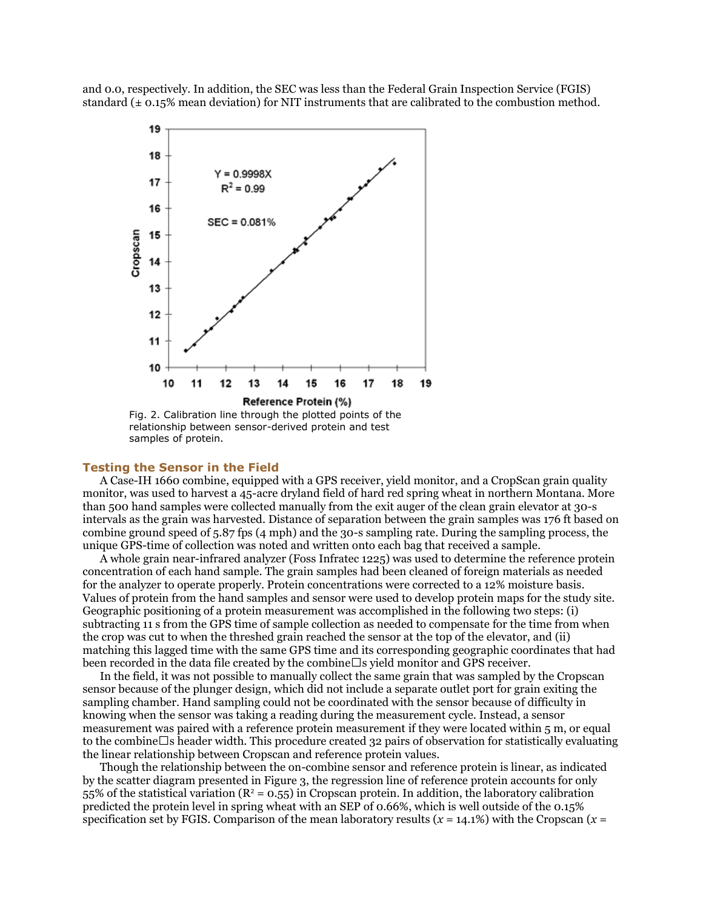and 0.0, respectively. In addition, the SEC was less than the Federal Grain Inspection Service (FGIS) standard (± 0.15% mean deviation) for NIT instruments that are calibrated to the combustion method.

Fig. 2. Calibration line through the plotted points of the relationship between sensor-derived protein and test samples of protein.

### Testing the Sensor in the Field

A Case-IH 1660 combine, equipped with a GPS receiver, yield monitor, and a CropScan grain quality monitor, was used to harvest a 45-acre dryland field of hard red spring wheat in northern Montana. More than 500 hand samples were collected manually from the exit auger of the clean grain elevator at 30-s intervals as the grain was harvested. Distance of separation between the grain samples was 176 ft based on combine ground speed of 5.87 fps (4 mph) and the 30-s sampling rate. During the sampling process, the unique GPS-time of collection was noted and written onto each bag that received a sample.

A whole grain near-infrared analyzer (Foss Infratec 1225) was used to determine the reference protein concentration of each hand sample. The grain samples had been cleaned of foreign materials as needed for the analyzer to operate properly. Protein concentrations were corrected to a 12% moisture basis. Values of protein from the hand samples and sensor were used to develop protein maps for the study site. Geographic positioning of a protein measurement was accomplished in the following two steps: (i) subtracting 11 s from the GPS time of sample collection as needed to compensate for the time from when the crop was cut to when the threshed grain reached the sensor at the top of the elevator, and (ii) matching this lagged time with the same GPS time and its corresponding geographic coordinates that had been recorded in the data file created by the combine□s yield monitor and GPS receiver.

In the field, it was not possible to manually collect the same grain that was sampled by the Cropscan sensor because of the plunger design, which did not include a separate outlet port for grain exiting the sampling chamber. Hand sampling could not be coordinated with the sensor because of difficulty in knowing when the sensor was taking a reading during the measurement cycle. Instead, a sensor measurement was paired with a reference protein measurement if they were located within 5 m, or equal to the combine□s header width. This procedure created 32 pairs of observation for statistically evaluating the linear relationship between Cropscan and reference protein values.

Though the relationship between the on-combine sensor and reference protein is linear, as indicated by the scatter diagram presented in Figure 3, the regression line of reference protein accounts for only 55% of the statistical variation ($R^2 = 0.55$) in Cropscan protein. In addition, the laboratory calibration predicted the protein level in spring wheat with an SEP of 0.66%, which is well outside of the 0.15% specification set by FGIS. Comparison of the mean laboratory results ($x = 14.1\%$) with the Cropscan ($x =$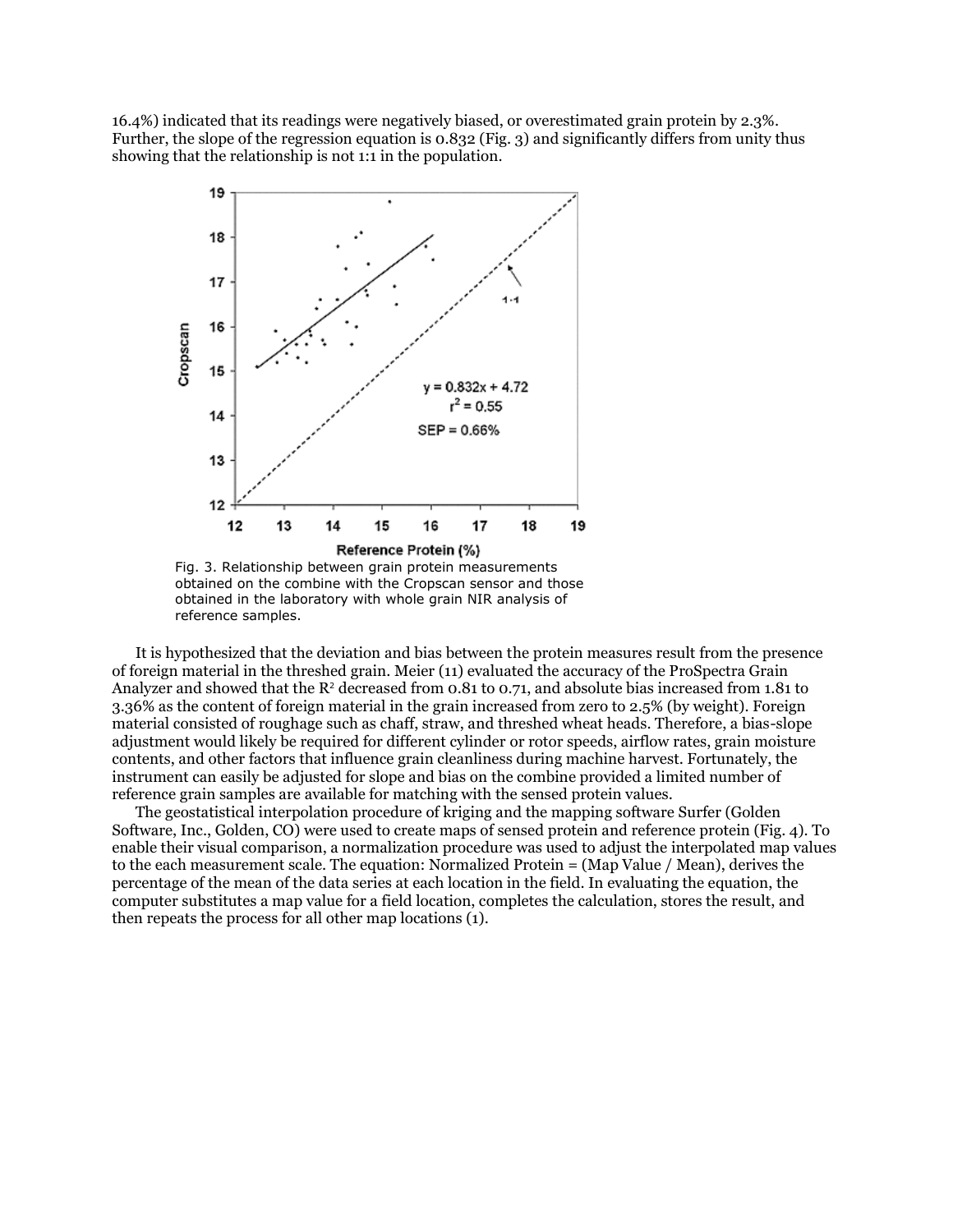16.4%) indicated that its readings were negatively biased, or overestimated grain protein by 2.3%. Further, the slope of the regression equation is 0.832 (Fig. 3) and significantly differs from unity thus showing that the relationship is not 1:1 in the population.

Fig. 3. Relationship between grain protein measurements obtained on the combine with the Cropscan sensor and those obtained in the laboratory with whole grain NIR analysis of reference samples.

It is hypothesized that the deviation and bias between the protein measures result from the presence of foreign material in the threshed grain. Meier (11) evaluated the accuracy of the ProSpectra Grain Analyzer and showed that the $R^2$ decreased from 0.81 to 0.71, and absolute bias increased from 1.81 to 3.36% as the content of foreign material in the grain increased from zero to 2.5% (by weight). Foreign material consisted of roughage such as chaff, straw, and threshed wheat heads. Therefore, a bias-slope adjustment would likely be required for different cylinder or rotor speeds, airflow rates, grain moisture contents, and other factors that influence grain cleanliness during machine harvest. Fortunately, the instrument can easily be adjusted for slope and bias on the combine provided a limited number of reference grain samples are available for matching with the sensed protein values.

The geostatistical interpolation procedure of kriging and the mapping software Surfer (Golden Software, Inc., Golden, CO) were used to create maps of sensed protein and reference protein (Fig. 4). To enable their visual comparison, a normalization procedure was used to adjust the interpolated map values to the each measurement scale. The equation: Normalized Protein = (Map Value / Mean), derives the percentage of the mean of the data series at each location in the field. In evaluating the equation, the computer substitutes a map value for a field location, completes the calculation, stores the result, and then repeats the process for all other map locations (1).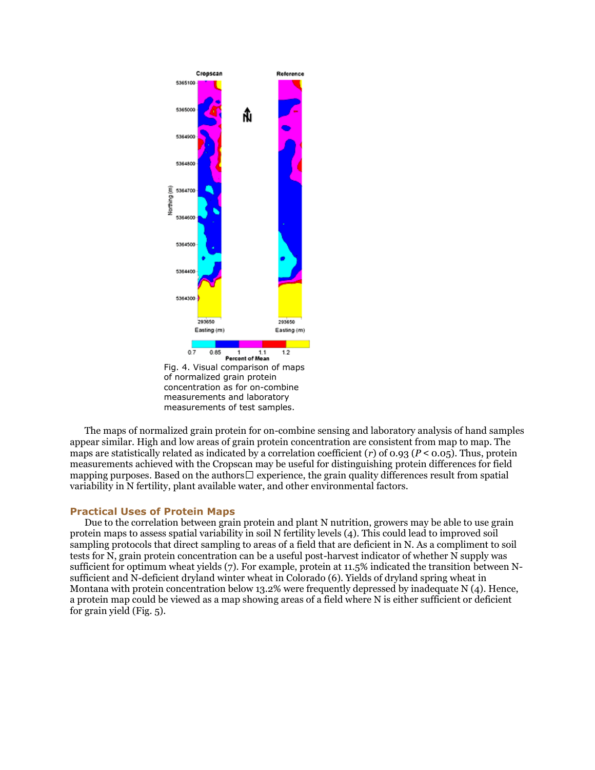Fig. 4. Visual comparison of maps of normalized grain protein concentration as for on-combine measurements and laboratory measurements of test samples.

The maps of normalized grain protein for on-combine sensing and laboratory analysis of hand samples appear similar. High and low areas of grain protein concentration are consistent from map to map. The maps are statistically related as indicated by a correlation coefficient ($r$) of 0.93 ($P < 0.05$). Thus, protein measurements achieved with the Cropscan may be useful for distinguishing protein differences for field mapping purposes. Based on the authors□ experience, the grain quality differences result from spatial variability in N fertility, plant available water, and other environmental factors.

## Practical Uses of Protein Maps

Due to the correlation between grain protein and plant N nutrition, growers may be able to use grain protein maps to assess spatial variability in soil N fertility levels (4). This could lead to improved soil sampling protocols that direct sampling to areas of a field that are deficient in N. As a compliment to soil tests for N, grain protein concentration can be a useful post-harvest indicator of whether N supply was sufficient for optimum wheat yields (7). For example, protein at 11.5% indicated the transition between N-sufficient and N-deficient dryland winter wheat in Colorado (6). Yields of dryland spring wheat in Montana with protein concentration below 13.2% were frequently depressed by inadequate N (4). Hence, a protein map could be viewed as a map showing areas of a field where N is either sufficient or deficient for grain yield (Fig. 5).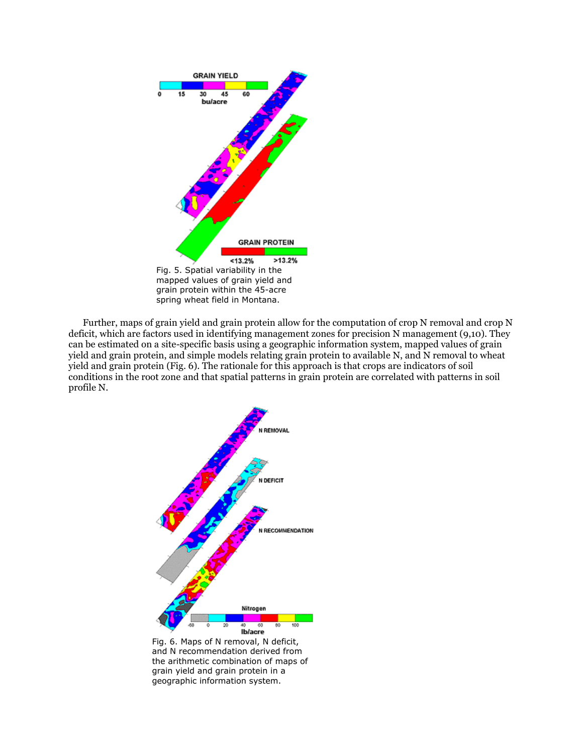Fig. 5. Spatial variability in the mapped values of grain yield and grain protein within the 45-acre spring wheat field in Montana.

Further, maps of grain yield and grain protein allow for the computation of crop N removal and crop N deficit, which are factors used in identifying management zones for precision N management (9,10). They can be estimated on a site-specific basis using a geographic information system, mapped values of grain yield and grain protein, and simple models relating grain protein to available N, and N removal to wheat yield and grain protein (Fig. 6). The rationale for this approach is that crops are indicators of soil conditions in the root zone and that spatial patterns in grain protein are correlated with patterns in soil profile N.

Fig. 6. Maps of N removal, N deficit, and N recommendation derived from the arithmetic combination of maps of grain yield and grain protein in a geographic information system.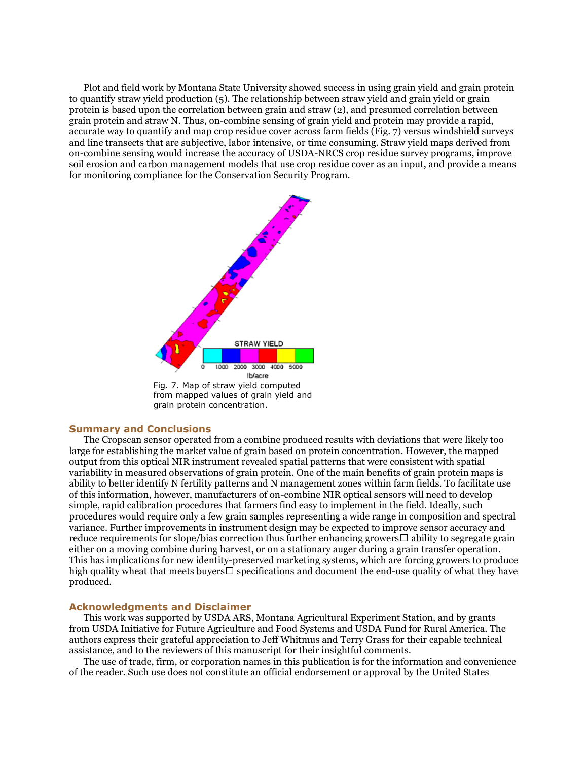Plot and field work by Montana State University showed success in using grain yield and grain protein to quantify straw yield production (5). The relationship between straw yield and grain yield or grain protein is based upon the correlation between grain and straw (2), and presumed correlation between grain protein and straw N. Thus, on-combine sensing of grain yield and protein may provide a rapid, accurate way to quantify and map crop residue cover across farm fields (Fig. 7) versus windshield surveys and line transects that are subjective, labor intensive, or time consuming. Straw yield maps derived from on-combine sensing would increase the accuracy of USDA-NRCS crop residue survey programs, improve soil erosion and carbon management models that use crop residue cover as an input, and provide a means for monitoring compliance for the Conservation Security Program.

Fig. 7. Map of straw yield computed from mapped values of grain yield and grain protein concentration.

## Summary and Conclusions

The Cropscan sensor operated from a combine produced results with deviations that were likely too large for establishing the market value of grain based on protein concentration. However, the mapped output from this optical NIR instrument revealed spatial patterns that were consistent with spatial variability in measured observations of grain protein. One of the main benefits of grain protein maps is ability to better identify N fertility patterns and N management zones within farm fields. To facilitate use of this information, however, manufacturers of on-combine NIR optical sensors will need to develop simple, rapid calibration procedures that farmers find easy to implement in the field. Ideally, such procedures would require only a few grain samples representing a wide range in composition and spectral variance. Further improvements in instrument design may be expected to improve sensor accuracy and reduce requirements for slope/bias correction thus further enhancing growers' ability to segregate grain either on a moving combine during harvest, or on a stationary auger during a grain transfer operation. This has implications for new identity-preserved marketing systems, which are forcing growers to produce high quality wheat that meets buyers' specifications and document the end-use quality of what they have produced.

## Acknowledgments and Disclaimer

This work was supported by USDA ARS, Montana Agricultural Experiment Station, and by grants from USDA Initiative for Future Agriculture and Food Systems and USDA Fund for Rural America. The authors express their grateful appreciation to Jeff Whitmus and Terry Grass for their capable technical assistance, and to the reviewers of this manuscript for their insightful comments.

The use of trade, firm, or corporation names in this publication is for the information and convenience of the reader. Such use does not constitute an official endorsement or approval by the United States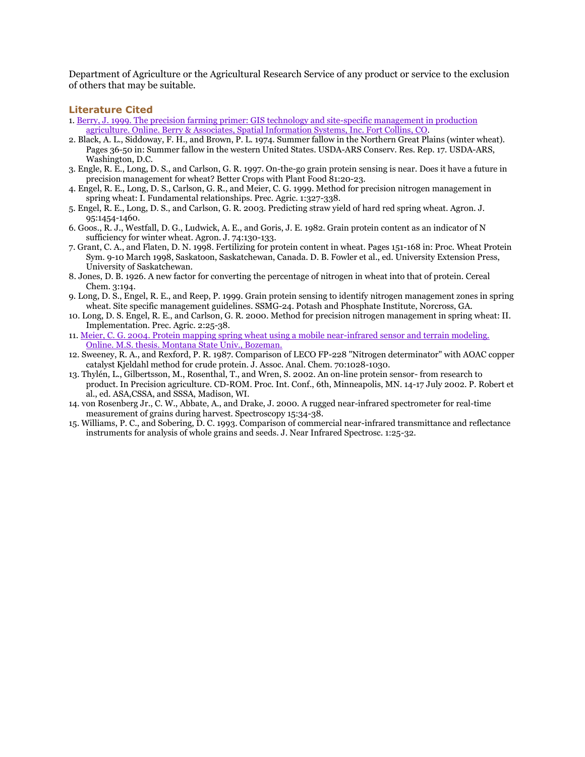Department of Agriculture or the Agricultural Research Service of any product or service to the exclusion of others that may be suitable.

## Literature Cited

1. Berry, J. 1999. The precision farming primer: GIS technology and site-specific management in production agriculture. Online. Berry & Associates, Spatial Information Systems, Inc. Fort Collins, CO.
2. Black, A. L., Siddoway, F. H., and Brown, P. L. 1974. Summer fallow in the Northern Great Plains (winter wheat). Pages 36-50 in: Summer fallow in the western United States. USDA-ARS Conserv. Res. Rep. 17. USDA-ARS, Washington, D.C.
3. Engle, R. E., Long, D. S., and Carlson, G. R. 1997. On-the-go grain protein sensing is near. Does it have a future in precision management for wheat? Better Crops with Plant Food 81:20-23.
4. Engel, R. E., Long, D. S., Carlson, G. R., and Meier, C. G. 1999. Method for precision nitrogen management in spring wheat: I. Fundamental relationships. Prec. Agric. 1:327-338.
5. Engel, R. E., Long, D. S., and Carlson, G. R. 2003. Predicting straw yield of hard red spring wheat. Agron. J. 95:1454-1460.
6. Goos., R. J., Westfall, D. G., Ludwick, A. E., and Goris, J. E. 1982. Grain protein content as an indicator of N sufficiency for winter wheat. Agron. J. 74:130-133.
7. Grant, C. A., and Flaten, D. N. 1998. Fertilizing for protein content in wheat. Pages 151-168 in: Proc. Wheat Protein Sym. 9-10 March 1998, Saskatoon, Saskatchewan, Canada. D. B. Fowler et al., ed. University Extension Press, University of Saskatchewan.
8. Jones, D. B. 1926. A new factor for converting the percentage of nitrogen in wheat into that of protein. Cereal Chem. 3:194.
9. Long, D. S., Engel, R. E., and Reep, P. 1999. Grain protein sensing to identify nitrogen management zones in spring wheat. Site specific management guidelines. SSMG-24. Potash and Phosphate Institute, Norcross, GA.
10. Long, D. S. Engel, R. E., and Carlson, G. R. 2000. Method for precision nitrogen management in spring wheat: II. Implementation. Prec. Agric. 2:25-38.
11. Meier, C. G. 2004. Protein mapping spring wheat using a mobile near-infrared sensor and terrain modeling. Online. M.S. thesis. Montana State Univ., Bozeman.
12. Sweeney, R. A., and Rexford, P. R. 1987. Comparison of LECO FP-228 "Nitrogen determinator" with AOAC copper catalyst Kjeldahl method for crude protein. J. Assoc. Anal. Chem. 70:1028-1030.
13. Thylén, L., Gilbertsson, M., Rosenthal, T., and Wren, S. 2002. An on-line protein sensor- from research to product. In Precision agriculture. CD-ROM. Proc. Int. Conf., 6th, Minneapolis, MN. 14-17 July 2002. P. Robert et al., ed. ASA,CSSA, and SSSA, Madison, WI.
14. von Rosenberg Jr., C. W., Abbate, A., and Drake, J. 2000. A rugged near-infrared spectrometer for real-time measurement of grains during harvest. Spectroscopy 15:34-38.
15. Williams, P. C., and Sobering, D. C. 1993. Comparison of commercial near-infrared transmittance and reflectance instruments for analysis of whole grains and seeds. J. Near Infrared Spectrosc. 1:25-32.